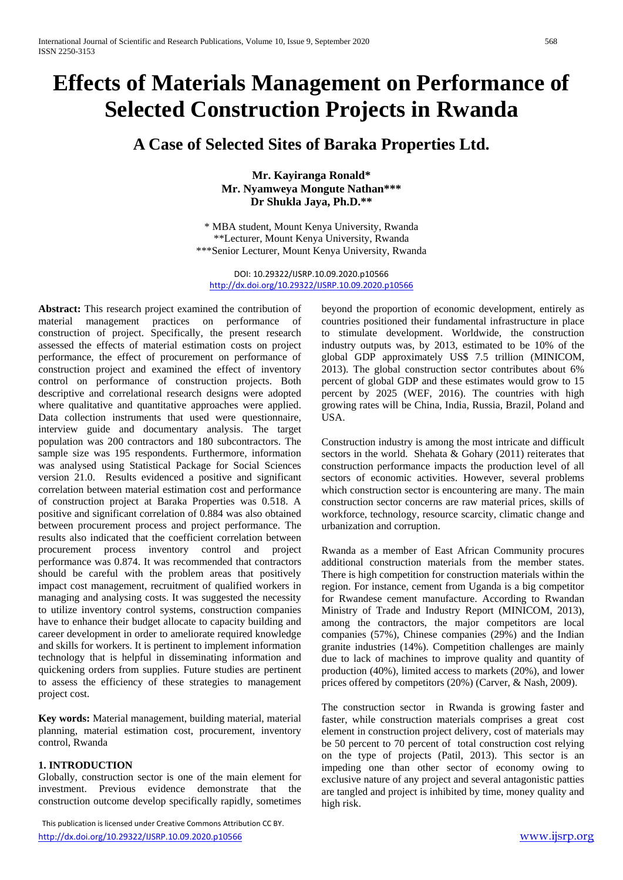# Effects of Materials Management on Performance of Selected Construction Projects in Rwanda

## A Case of Selected Sites of Baraka Properties Ltd.

**Mr. Kayiranga Ronald***
**Mr. Nyamweya Mongute Nathan*****
**Dr Shukla Jaya, Ph.D.****

\* MBA student, Mount Kenya University, Rwanda
\*\*Lecturer, Mount Kenya University, Rwanda
\*\*\*Senior Lecturer, Mount Kenya University, Rwanda

DOI: 10.29322/IJSRP.10.09.2020.p10566
http://dx.doi.org/10.29322/IJSRP.10.09.2020.p10566

**Abstract:** This research project examined the contribution of material management practices on performance of construction of project. Specifically, the present research assessed the effects of material estimation costs on project performance, the effect of procurement on performance of construction project and examined the effect of inventory control on performance of construction projects. Both descriptive and correlational research designs were adopted where qualitative and quantitative approaches were applied. Data collection instruments that used were questionnaire, interview guide and documentary analysis. The target population was 200 contractors and 180 subcontractors. The sample size was 195 respondents. Furthermore, information was analysed using Statistical Package for Social Sciences version 21.0. Results evidenced a positive and significant correlation between material estimation cost and performance of construction project at Baraka Properties was 0.518. A positive and significant correlation of 0.884 was also obtained between procurement process and project performance. The results also indicated that the coefficient correlation between procurement process inventory control and project performance was 0.874. It was recommended that contractors should be careful with the problem areas that positively impact cost management, recruitment of qualified workers in managing and analysing costs. It was suggested the necessity to utilize inventory control systems, construction companies have to enhance their budget allocate to capacity building and career development in order to ameliorate required knowledge and skills for workers. It is pertinent to implement information technology that is helpful in disseminating information and quickening orders from supplies. Future studies are pertinent to assess the efficiency of these strategies to management project cost.

**Key words:** Material management, building material, material planning, material estimation cost, procurement, inventory control, Rwanda

## 1. INTRODUCTION

Globally, construction sector is one of the main element for investment. Previous evidence demonstrate that the construction outcome develop specifically rapidly, sometimes beyond the proportion of economic development, entirely as countries positioned their fundamental infrastructure in place to stimulate development. Worldwide, the construction industry outputs was, by 2013, estimated to be 10% of the global GDP approximately US$ 7.5 trillion (MINICOM, 2013). The global construction sector contributes about 6% percent of global GDP and these estimates would grow to 15 percent by 2025 (WEF, 2016). The countries with high growing rates will be China, India, Russia, Brazil, Poland and USA.

Construction industry is among the most intricate and difficult sectors in the world. Shehata & Gohary (2011) reiterates that construction performance impacts the production level of all sectors of economic activities. However, several problems which construction sector is encountering are many. The main construction sector concerns are raw material prices, skills of workforce, technology, resource scarcity, climatic change and urbanization and corruption.

Rwanda as a member of East African Community procures additional construction materials from the member states. There is high competition for construction materials within the region. For instance, cement from Uganda is a big competitor for Rwandese cement manufacture. According to Rwandan Ministry of Trade and Industry Report (MINICOM, 2013), among the contractors, the major competitors are local companies (57%), Chinese companies (29%) and the Indian granite industries (14%). Competition challenges are mainly due to lack of machines to improve quality and quantity of production (40%), limited access to markets (20%), and lower prices offered by competitors (20%) (Carver, & Nash, 2009).

The construction sector in Rwanda is growing faster and faster, while construction materials comprises a great cost element in construction project delivery, cost of materials may be 50 percent to 70 percent of total construction cost relying on the type of projects (Patil, 2013). This sector is an impeding one than other sector of economy owing to exclusive nature of any project and several antagonistic patties are tangled and project is inhibited by time, money quality and high risk.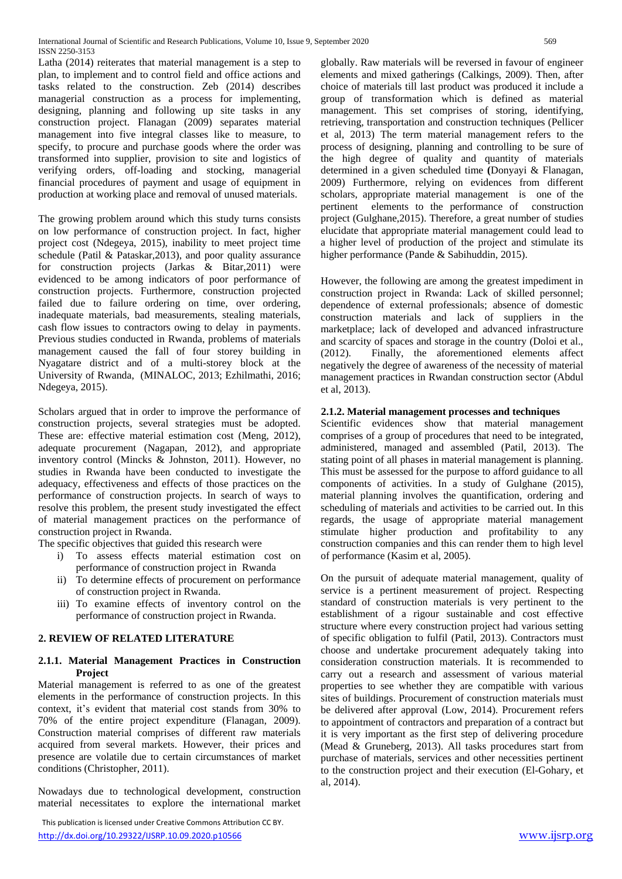Latha (2014) reiterates that material management is a step to plan, to implement and to control field and office actions and tasks related to the construction. Zeb (2014) describes managerial construction as a process for implementing, designing, planning and following up site tasks in any construction project. Flanagan (2009) separates material management into five integral classes like to measure, to specify, to procure and purchase goods where the order was transformed into supplier, provision to site and logistics of verifying orders, off-loading and stocking, managerial financial procedures of payment and usage of equipment in production at working place and removal of unused materials.

The growing problem around which this study turns consists on low performance of construction project. In fact, higher project cost (Ndegeya, 2015), inability to meet project time schedule (Patil & Pataskar,2013), and poor quality assurance for construction projects (Jarkas & Bitar,2011) were evidenced to be among indicators of poor performance of construction projects. Furthermore, construction projected failed due to failure ordering on time, over ordering, inadequate materials, bad measurements, stealing materials, cash flow issues to contractors owing to delay in payments. Previous studies conducted in Rwanda, problems of materials management caused the fall of four storey building in Nyagatare district and of a multi-storey block at the University of Rwanda, (MINALOC, 2013; Ezhilmathi, 2016; Ndegeya, 2015).

Scholars argued that in order to improve the performance of construction projects, several strategies must be adopted. These are: effective material estimation cost (Meng, 2012), adequate procurement (Nagapan, 2012), and appropriate inventory control (Mincks & Johnston, 2011). However, no studies in Rwanda have been conducted to investigate the adequacy, effectiveness and effects of those practices on the performance of construction projects. In search of ways to resolve this problem, the present study investigated the effect of material management practices on the performance of construction project in Rwanda.

The specific objectives that guided this research were

i) To assess effects material estimation cost on performance of construction project in Rwanda
ii) To determine effects of procurement on performance of construction project in Rwanda.
iii) To examine effects of inventory control on the performance of construction project in Rwanda.

## 2. REVIEW OF RELATED LITERATURE

### 2.1.1. Material Management Practices in Construction Project

Material management is referred to as one of the greatest elements in the performance of construction projects. In this context, it's evident that material cost stands from 30% to 70% of the entire project expenditure (Flanagan, 2009). Construction material comprises of different raw materials acquired from several markets. However, their prices and presence are volatile due to certain circumstances of market conditions (Christopher, 2011).

Nowadays due to technological development, construction material necessitates to explore the international market globally. Raw materials will be reversed in favour of engineer elements and mixed gatherings (Calkings, 2009). Then, after choice of materials till last product was produced it include a group of transformation which is defined as material management. This set comprises of storing, identifying, retrieving, transportation and construction techniques (Pellicer et al, 2013) The term material management refers to the process of designing, planning and controlling to be sure of the high degree of quality and quantity of materials determined in a given scheduled time **(**Donyayi & Flanagan, 2009) Furthermore, relying on evidences from different scholars, appropriate material management is one of the pertinent elements to the performance of construction project (Gulghane,2015). Therefore, a great number of studies elucidate that appropriate material management could lead to a higher level of production of the project and stimulate its higher performance (Pande & Sabihuddin, 2015).

However, the following are among the greatest impediment in construction project in Rwanda: Lack of skilled personnel; dependence of external professionals; absence of domestic construction materials and lack of suppliers in the marketplace; lack of developed and advanced infrastructure and scarcity of spaces and storage in the country (Doloi et al., (2012). Finally, the aforementioned elements affect negatively the degree of awareness of the necessity of material management practices in Rwandan construction sector (Abdul et al, 2013).

### 2.1.2. Material management processes and techniques

Scientific evidences show that material management comprises of a group of procedures that need to be integrated, administered, managed and assembled (Patil, 2013). The stating point of all phases in material management is planning. This must be assessed for the purpose to afford guidance to all components of activities. In a study of Gulghane (2015), material planning involves the quantification, ordering and scheduling of materials and activities to be carried out. In this regards, the usage of appropriate material management stimulate higher production and profitability to any construction companies and this can render them to high level of performance (Kasim et al, 2005).

On the pursuit of adequate material management, quality of service is a pertinent measurement of project. Respecting standard of construction materials is very pertinent to the establishment of a rigour sustainable and cost effective structure where every construction project had various setting of specific obligation to fulfil (Patil, 2013). Contractors must choose and undertake procurement adequately taking into consideration construction materials. It is recommended to carry out a research and assessment of various material properties to see whether they are compatible with various sites of buildings. Procurement of construction materials must be delivered after approval (Low, 2014). Procurement refers to appointment of contractors and preparation of a contract but it is very important as the first step of delivering procedure (Mead & Gruneberg, 2013). All tasks procedures start from purchase of materials, services and other necessities pertinent to the construction project and their execution (El-Gohary, et al, 2014).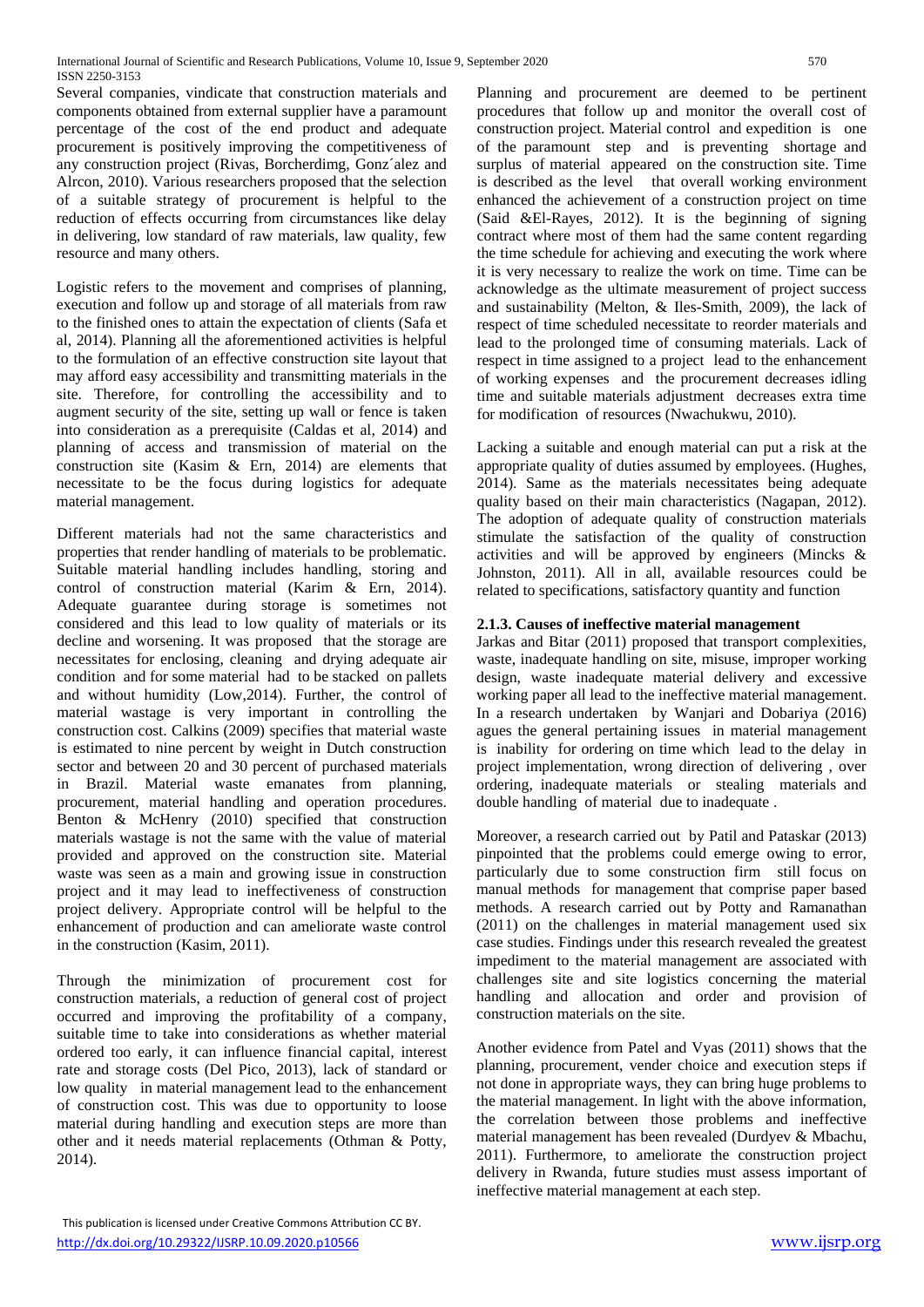Several companies, vindicate that construction materials and components obtained from external supplier have a paramount percentage of the cost of the end product and adequate procurement is positively improving the competitiveness of any construction project (Rivas, Borcherdimg, Gonz´alez and Alrcon, 2010). Various researchers proposed that the selection of a suitable strategy of procurement is helpful to the reduction of effects occurring from circumstances like delay in delivering, low standard of raw materials, law quality, few resource and many others.

Logistic refers to the movement and comprises of planning, execution and follow up and storage of all materials from raw to the finished ones to attain the expectation of clients (Safa et al, 2014). Planning all the aforementioned activities is helpful to the formulation of an effective construction site layout that may afford easy accessibility and transmitting materials in the site. Therefore, for controlling the accessibility and to augment security of the site, setting up wall or fence is taken into consideration as a prerequisite (Caldas et al, 2014) and planning of access and transmission of material on the construction site (Kasim & Ern, 2014) are elements that necessitate to be the focus during logistics for adequate material management.

Different materials had not the same characteristics and properties that render handling of materials to be problematic. Suitable material handling includes handling, storing and control of construction material (Karim & Ern, 2014). Adequate guarantee during storage is sometimes not considered and this lead to low quality of materials or its decline and worsening. It was proposed that the storage are necessitates for enclosing, cleaning and drying adequate air condition and for some material had to be stacked on pallets and without humidity (Low,2014). Further, the control of material wastage is very important in controlling the construction cost. Calkins (2009) specifies that material waste is estimated to nine percent by weight in Dutch construction sector and between 20 and 30 percent of purchased materials in Brazil. Material waste emanates from planning, procurement, material handling and operation procedures. Benton & McHenry (2010) specified that construction materials wastage is not the same with the value of material provided and approved on the construction site. Material waste was seen as a main and growing issue in construction project and it may lead to ineffectiveness of construction project delivery. Appropriate control will be helpful to the enhancement of production and can ameliorate waste control in the construction (Kasim, 2011).

Through the minimization of procurement cost for construction materials, a reduction of general cost of project occurred and improving the profitability of a company, suitable time to take into considerations as whether material ordered too early, it can influence financial capital, interest rate and storage costs (Del Pico, 2013), lack of standard or low quality in material management lead to the enhancement of construction cost. This was due to opportunity to loose material during handling and execution steps are more than other and it needs material replacements (Othman & Potty, 2014).

Planning and procurement are deemed to be pertinent procedures that follow up and monitor the overall cost of construction project. Material control and expedition is one of the paramount step and is preventing shortage and surplus of material appeared on the construction site. Time is described as the level that overall working environment enhanced the achievement of a construction project on time (Said &El-Rayes, 2012). It is the beginning of signing contract where most of them had the same content regarding the time schedule for achieving and executing the work where it is very necessary to realize the work on time. Time can be acknowledge as the ultimate measurement of project success and sustainability (Melton, & Iles-Smith, 2009), the lack of respect of time scheduled necessitate to reorder materials and lead to the prolonged time of consuming materials. Lack of respect in time assigned to a project lead to the enhancement of working expenses and the procurement decreases idling time and suitable materials adjustment decreases extra time for modification of resources (Nwachukwu, 2010).

Lacking a suitable and enough material can put a risk at the appropriate quality of duties assumed by employees. (Hughes, 2014). Same as the materials necessitates being adequate quality based on their main characteristics (Nagapan, 2012). The adoption of adequate quality of construction materials stimulate the satisfaction of the quality of construction activities and will be approved by engineers (Mincks & Johnston, 2011). All in all, available resources could be related to specifications, satisfactory quantity and function

### 2.1.3. Causes of ineffective material management

Jarkas and Bitar (2011) proposed that transport complexities, waste, inadequate handling on site, misuse, improper working design, waste inadequate material delivery and excessive working paper all lead to the ineffective material management. In a research undertaken by Wanjari and Dobariya (2016) agues the general pertaining issues in material management is inability for ordering on time which lead to the delay in project implementation, wrong direction of delivering , over ordering, inadequate materials or stealing materials and double handling of material due to inadequate .

Moreover, a research carried out by Patil and Pataskar (2013) pinpointed that the problems could emerge owing to error, particularly due to some construction firm still focus on manual methods for management that comprise paper based methods. A research carried out by Potty and Ramanathan (2011) on the challenges in material management used six case studies. Findings under this research revealed the greatest impediment to the material management are associated with challenges site and site logistics concerning the material handling and allocation and order and provision of construction materials on the site.

Another evidence from Patel and Vyas (2011) shows that the planning, procurement, vender choice and execution steps if not done in appropriate ways, they can bring huge problems to the material management. In light with the above information, the correlation between those problems and ineffective material management has been revealed (Durdyev & Mbachu, 2011). Furthermore, to ameliorate the construction project delivery in Rwanda, future studies must assess important of ineffective material management at each step.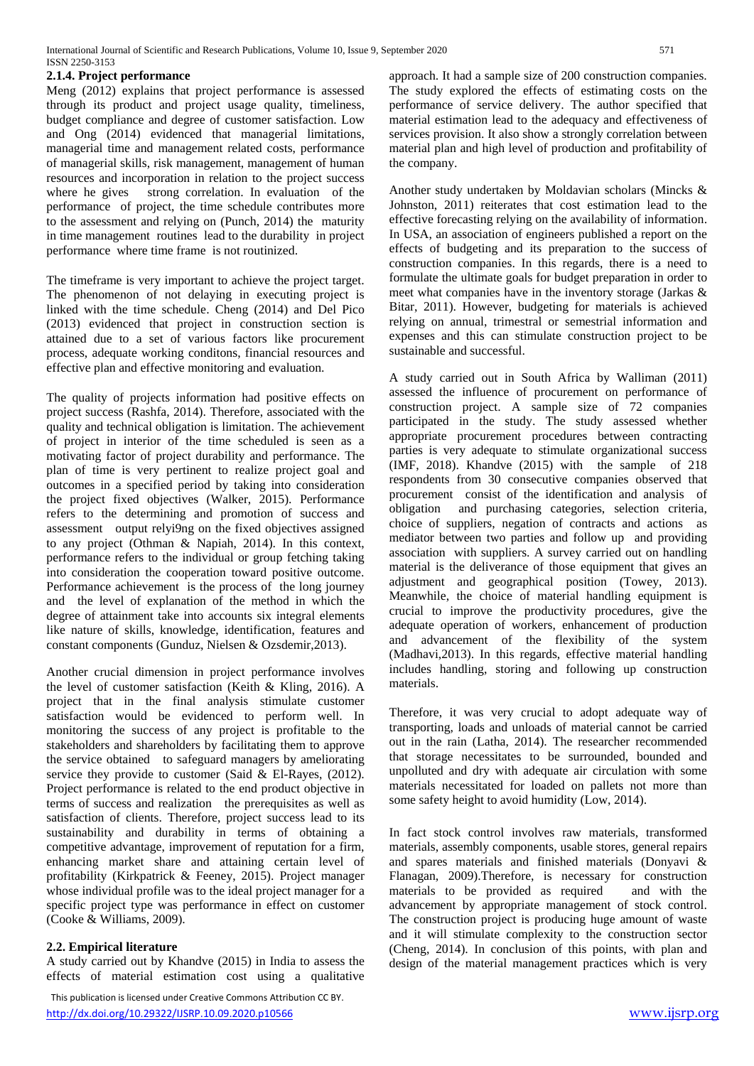### 2.1.4. Project performance

Meng (2012) explains that project performance is assessed through its product and project usage quality, timeliness, budget compliance and degree of customer satisfaction. Low and Ong (2014) evidenced that managerial limitations, managerial time and management related costs, performance of managerial skills, risk management, management of human resources and incorporation in relation to the project success where he gives strong correlation. In evaluation of the performance of project, the time schedule contributes more to the assessment and relying on (Punch, 2014) the maturity in time management routines lead to the durability in project performance where time frame is not routinized.

The timeframe is very important to achieve the project target. The phenomenon of not delaying in executing project is linked with the time schedule. Cheng (2014) and Del Pico (2013) evidenced that project in construction section is attained due to a set of various factors like procurement process, adequate working conditons, financial resources and effective plan and effective monitoring and evaluation.

The quality of projects information had positive effects on project success (Rashfa, 2014). Therefore, associated with the quality and technical obligation is limitation. The achievement of project in interior of the time scheduled is seen as a motivating factor of project durability and performance. The plan of time is very pertinent to realize project goal and outcomes in a specified period by taking into consideration the project fixed objectives (Walker, 2015). Performance refers to the determining and promotion of success and assessment output relyi9ng on the fixed objectives assigned to any project (Othman & Napiah, 2014). In this context, performance refers to the individual or group fetching taking into consideration the cooperation toward positive outcome. Performance achievement is the process of the long journey and the level of explanation of the method in which the degree of attainment take into accounts six integral elements like nature of skills, knowledge, identification, features and constant components (Gunduz, Nielsen & Ozsdemir,2013).

Another crucial dimension in project performance involves the level of customer satisfaction (Keith & Kling, 2016). A project that in the final analysis stimulate customer satisfaction would be evidenced to perform well. In monitoring the success of any project is profitable to the stakeholders and shareholders by facilitating them to approve the service obtained to safeguard managers by ameliorating service they provide to customer (Said & El-Rayes, (2012). Project performance is related to the end product objective in terms of success and realization the prerequisites as well as satisfaction of clients. Therefore, project success lead to its sustainability and durability in terms of obtaining a competitive advantage, improvement of reputation for a firm, enhancing market share and attaining certain level of profitability (Kirkpatrick & Feeney, 2015). Project manager whose individual profile was to the ideal project manager for a specific project type was performance in effect on customer (Cooke & Williams, 2009).

## 2.2. Empirical literature

A study carried out by Khandve (2015) in India to assess the effects of material estimation cost using a qualitative approach. It had a sample size of 200 construction companies. The study explored the effects of estimating costs on the performance of service delivery. The author specified that material estimation lead to the adequacy and effectiveness of services provision. It also show a strongly correlation between material plan and high level of production and profitability of the company.

Another study undertaken by Moldavian scholars (Mincks & Johnston, 2011) reiterates that cost estimation lead to the effective forecasting relying on the availability of information. In USA, an association of engineers published a report on the effects of budgeting and its preparation to the success of construction companies. In this regards, there is a need to formulate the ultimate goals for budget preparation in order to meet what companies have in the inventory storage (Jarkas & Bitar, 2011). However, budgeting for materials is achieved relying on annual, trimestral or semestrial information and expenses and this can stimulate construction project to be sustainable and successful.

A study carried out in South Africa by Walliman (2011) assessed the influence of procurement on performance of construction project. A sample size of 72 companies participated in the study. The study assessed whether appropriate procurement procedures between contracting parties is very adequate to stimulate organizational success (IMF, 2018). Khandve (2015) with the sample of 218 respondents from 30 consecutive companies observed that procurement consist of the identification and analysis of obligation and purchasing categories, selection criteria, choice of suppliers, negation of contracts and actions as mediator between two parties and follow up and providing association with suppliers. A survey carried out on handling material is the deliverance of those equipment that gives an adjustment and geographical position (Towey, 2013). Meanwhile, the choice of material handling equipment is crucial to improve the productivity procedures, give the adequate operation of workers, enhancement of production and advancement of the flexibility of the system (Madhavi,2013). In this regards, effective material handling includes handling, storing and following up construction materials.

Therefore, it was very crucial to adopt adequate way of transporting, loads and unloads of material cannot be carried out in the rain (Latha, 2014). The researcher recommended that storage necessitates to be surrounded, bounded and unpolluted and dry with adequate air circulation with some materials necessitated for loaded on pallets not more than some safety height to avoid humidity (Low, 2014).

In fact stock control involves raw materials, transformed materials, assembly components, usable stores, general repairs and spares materials and finished materials (Donyavi & Flanagan, 2009).Therefore, is necessary for construction materials to be provided as required and with the advancement by appropriate management of stock control. The construction project is producing huge amount of waste and it will stimulate complexity to the construction sector (Cheng, 2014). In conclusion of this points, with plan and design of the material management practices which is very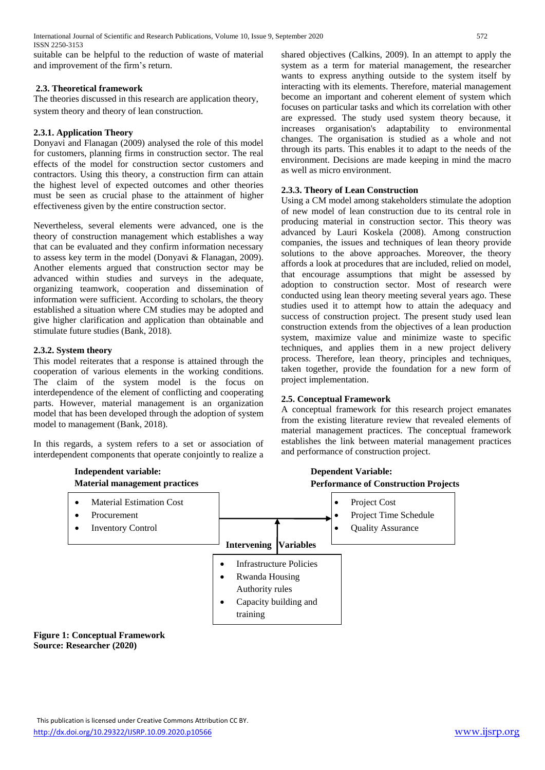suitable can be helpful to the reduction of waste of material and improvement of the firm's return.

### 2.3. Theoretical framework

The theories discussed in this research are application theory, system theory and theory of lean construction.

#### 2.3.1. Application Theory

Donyavi and Flanagan (2009) analysed the role of this model for customers, planning firms in construction sector. The real effects of the model for construction sector customers and contractors. Using this theory, a construction firm can attain the highest level of expected outcomes and other theories must be seen as crucial phase to the attainment of higher effectiveness given by the entire construction sector.

Nevertheless, several elements were advanced, one is the theory of construction management which establishes a way that can be evaluated and they confirm information necessary to assess key term in the model (Donyavi & Flanagan, 2009). Another elements argued that construction sector may be advanced within studies and surveys in the adequate, organizing teamwork, cooperation and dissemination of information were sufficient. According to scholars, the theory established a situation where CM studies may be adopted and give higher clarification and application than obtainable and stimulate future studies (Bank, 2018).

#### 2.3.2. System theory

This model reiterates that a response is attained through the cooperation of various elements in the working conditions. The claim of the system model is the focus on interdependence of the element of conflicting and cooperating parts. However, material management is an organization model that has been developed through the adoption of system model to management (Bank, 2018).

In this regards, a system refers to a set or association of interdependent components that operate conjointly to realize a shared objectives (Calkins, 2009). In an attempt to apply the system as a term for material management, the researcher wants to express anything outside to the system itself by interacting with its elements. Therefore, material management become an important and coherent element of system which focuses on particular tasks and which its correlation with other are expressed. The study used system theory because, it increases organisation's adaptability to environmental changes. The organisation is studied as a whole and not through its parts. This enables it to adapt to the needs of the environment. Decisions are made keeping in mind the macro as well as micro environment.

#### 2.3.3. Theory of Lean Construction

Using a CM model among stakeholders stimulate the adoption of new model of lean construction due to its central role in producing material in construction sector. This theory was advanced by Lauri Koskela (2008). Among construction companies, the issues and techniques of lean theory provide solutions to the above approaches. Moreover, the theory affords a look at procedures that are included, relied on model, that encourage assumptions that might be assessed by adoption to construction sector. Most of research were conducted using lean theory meeting several years ago. These studies used it to attempt how to attain the adequacy and success of construction project. The present study used lean construction extends from the objectives of a lean production system, maximize value and minimize waste to specific techniques, and applies them in a new project delivery process. Therefore, lean theory, principles and techniques, taken together, provide the foundation for a new form of project implementation.

### 2.5. Conceptual Framework

A conceptual framework for this research project emanates from the existing literature review that revealed elements of material management practices. The conceptual framework establishes the link between material management practices and performance of construction project.

**Independent variable: Material management practices**

- Material Estimation Cost
- Procurement
- Inventory Control

**Dependent Variable: Performance of Construction Projects**

- Project Cost
- Project Time Schedule
- Quality Assurance

**Intervening Variables**

- Infrastructure Policies
- Rwanda Housing Authority rules
- Capacity building and training

**Figure 1: Conceptual Framework**
**Source: Researcher (2020)**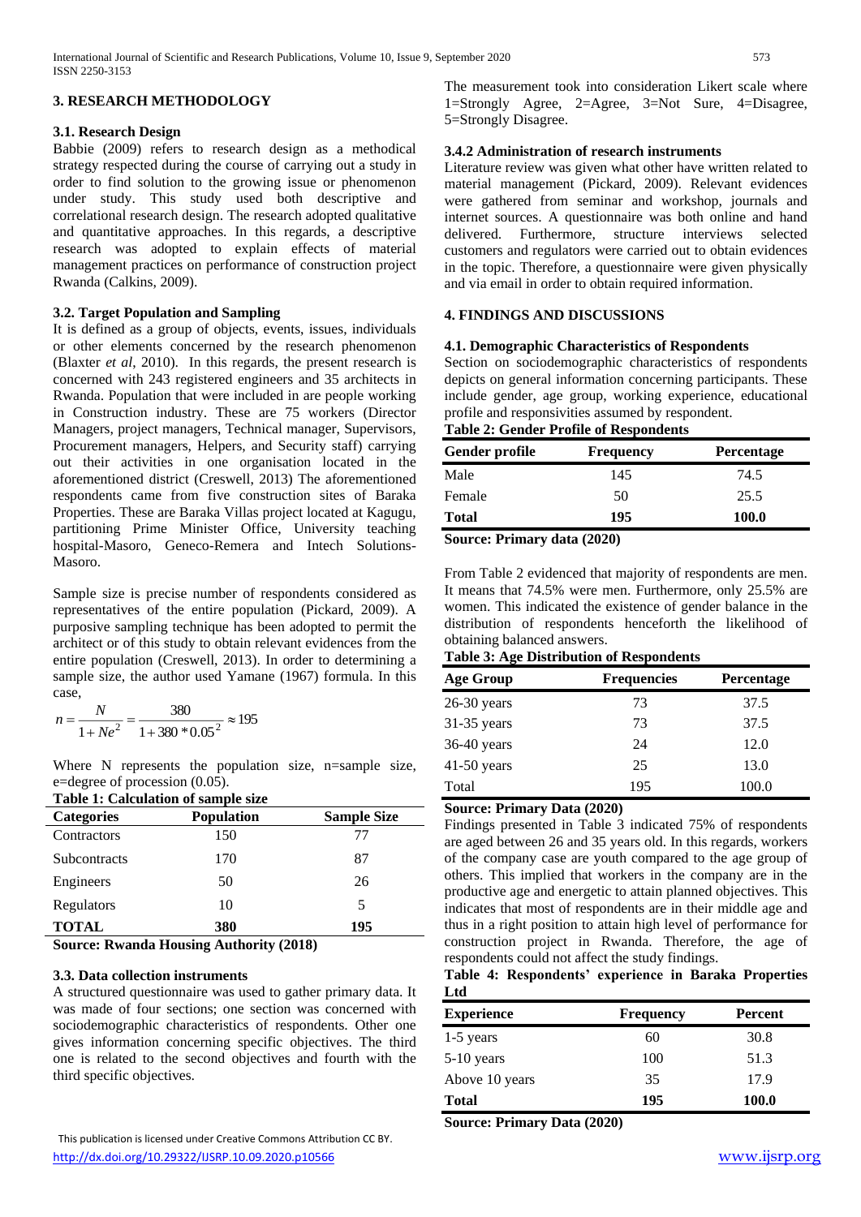## 3. RESEARCH METHODOLOGY

### 3.1. Research Design

Babbie (2009) refers to research design as a methodical strategy respected during the course of carrying out a study in order to find solution to the growing issue or phenomenon under study. This study used both descriptive and correlational research design. The research adopted qualitative and quantitative approaches. In this regards, a descriptive research was adopted to explain effects of material management practices on performance of construction project Rwanda (Calkins, 2009).

### 3.2. Target Population and Sampling

It is defined as a group of objects, events, issues, individuals or other elements concerned by the research phenomenon (Blaxter *et al*, 2010). In this regards, the present research is concerned with 243 registered engineers and 35 architects in Rwanda. Population that were included in are people working in Construction industry. These are 75 workers (Director Managers, project managers, Technical manager, Supervisors, Procurement managers, Helpers, and Security staff) carrying out their activities in one organisation located in the aforementioned district (Creswell, 2013) The aforementioned respondents came from five construction sites of Baraka Properties. These are Baraka Villas project located at Kagugu, partitioning Prime Minister Office, University teaching hospital-Masoro, Geneco-Remera and Intech Solutions-Masoro.

Sample size is precise number of respondents considered as representatives of the entire population (Pickard, 2009). A purposive sampling technique has been adopted to permit the architect or of this study to obtain relevant evidences from the entire population (Creswell, 2013). In order to determining a sample size, the author used Yamane (1967) formula. In this case,

$$n = \frac{N}{1 + Ne^2} = \frac{380}{1 + 380 * 0.05^2} \approx 195$$

Where N represents the population size, n=sample size, e=degree of procession (0.05).

**Table 1: Calculation of sample size**

| Categories | Population | Sample Size |
|---|---|---|
| Contractors | 150 | 77 |
| Subcontracts | 170 | 87 |
| Engineers | 50 | 26 |
| Regulators | 10 | 5 |
| **TOTAL** | **380** | **195** |

**Source: Rwanda Housing Authority (2018)**

### 3.3. Data collection instruments

A structured questionnaire was used to gather primary data. It was made of four sections; one section was concerned with sociodemographic characteristics of respondents. Other one gives information concerning specific objectives. The third one is related to the second objectives and fourth with the third specific objectives.

The measurement took into consideration Likert scale where 1=Strongly Agree, 2=Agree, 3=Not Sure, 4=Disagree, 5=Strongly Disagree.

#### 3.4.2 Administration of research instruments

Literature review was given what other have written related to material management (Pickard, 2009). Relevant evidences were gathered from seminar and workshop, journals and internet sources. A questionnaire was both online and hand delivered. Furthermore, structure interviews selected customers and regulators were carried out to obtain evidences in the topic. Therefore, a questionnaire were given physically and via email in order to obtain required information.

## 4. FINDINGS AND DISCUSSIONS

### 4.1. Demographic Characteristics of Respondents

Section on sociodemographic characteristics of respondents depicts on general information concerning participants. These include gender, age group, working experience, educational profile and responsivities assumed by respondent.

**Table 2: Gender Profile of Respondents**

| Gender profile | Frequency | Percentage |
|---|---|---|
| Male | 145 | 74.5 |
| Female | 50 | 25.5 |
| **Total** | **195** | **100.0** |

**Source: Primary data (2020)**

From Table 2 evidenced that majority of respondents are men. It means that 74.5% were men. Furthermore, only 25.5% are women. This indicated the existence of gender balance in the distribution of respondents henceforth the likelihood of obtaining balanced answers.

**Table 3: Age Distribution of Respondents**

| Age Group | Frequencies | Percentage |
|---|---|---|
| 26-30 years | 73 | 37.5 |
| 31-35 years | 73 | 37.5 |
| 36-40 years | 24 | 12.0 |
| 41-50 years | 25 | 13.0 |
| Total | 195 | 100.0 |

**Source: Primary Data (2020)**

Findings presented in Table 3 indicated 75% of respondents are aged between 26 and 35 years old. In this regards, workers of the company case are youth compared to the age group of others. This implied that workers in the company are in the productive age and energetic to attain planned objectives. This indicates that most of respondents are in their middle age and thus in a right position to attain high level of performance for construction project in Rwanda. Therefore, the age of respondents could not affect the study findings.

**Table 4: Respondents' experience in Baraka Properties Ltd**

| Experience | Frequency | Percent |
|---|---|---|
| 1-5 years | 60 | 30.8 |
| 5-10 years | 100 | 51.3 |
| Above 10 years | 35 | 17.9 |
| **Total** | **195** | **100.0** |

**Source: Primary Data (2020)**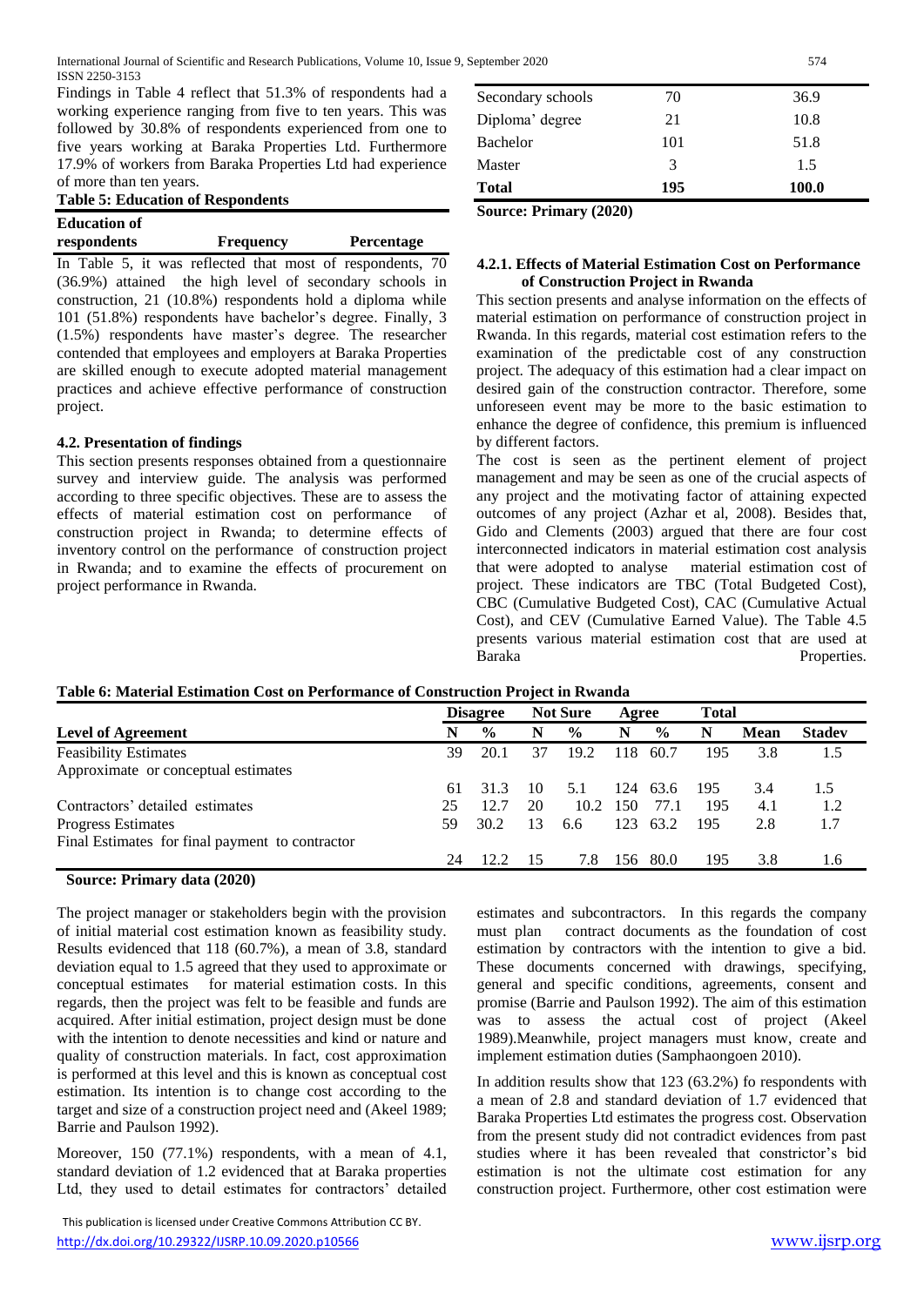Findings in Table 4 reflect that 51.3% of respondents had a working experience ranging from five to ten years. This was followed by 30.8% of respondents experienced from one to five years working at Baraka Properties Ltd. Furthermore 17.9% of workers from Baraka Properties Ltd had experience of more than ten years.

**Table 5: Education of Respondents**

| Education of respondents | Frequency | Percentage |
|---|---|---|
| Secondary schools | 70 | 36.9 |
| Diploma' degree | 21 | 10.8 |
| Bachelor | 101 | 51.8 |
| Master | 3 | 1.5 |
| **Total** | **195** | **100.0** |

**Source: Primary (2020)**

In Table 5, it was reflected that most of respondents, 70 (36.9%) attained the high level of secondary schools in construction, 21 (10.8%) respondents hold a diploma while 101 (51.8%) respondents have bachelor's degree. Finally, 3 (1.5%) respondents have master's degree. The researcher contended that employees and employers at Baraka Properties are skilled enough to execute adopted material management practices and achieve effective performance of construction project.

### 4.2. Presentation of findings

This section presents responses obtained from a questionnaire survey and interview guide. The analysis was performed according to three specific objectives. These are to assess the effects of material estimation cost on performance of construction project in Rwanda; to determine effects of inventory control on the performance of construction project in Rwanda; and to examine the effects of procurement on project performance in Rwanda.

#### 4.2.1. Effects of Material Estimation Cost on Performance of Construction Project in Rwanda

This section presents and analyse information on the effects of material estimation on performance of construction project in Rwanda. In this regards, material cost estimation refers to the examination of the predictable cost of any construction project. The adequacy of this estimation had a clear impact on desired gain of the construction contractor. Therefore, some unforeseen event may be more to the basic estimation to enhance the degree of confidence, this premium is influenced by different factors.

The cost is seen as the pertinent element of project management and may be seen as one of the crucial aspects of any project and the motivating factor of attaining expected outcomes of any project (Azhar et al, 2008). Besides that, Gido and Clements (2003) argued that there are four cost interconnected indicators in material estimation cost analysis that were adopted to analyse material estimation cost of project. These indicators are TBC (Total Budgeted Cost), CBC (Cumulative Budgeted Cost), CAC (Cumulative Actual Cost), and CEV (Cumulative Earned Value). The Table 4.5 presents various material estimation cost that are used at Baraka Properties.

**Table 6: Material Estimation Cost on Performance of Construction Project in Rwanda**

| | Disagree | | Not Sure | | Agree | | Total | | |
|---|---|---|---|---|---|---|---|---|---|
| **Level of Agreement** | **N** | **%** | **N** | **%** | **N** | **%** | **N** | **Mean** | **Stadev** |
| Feasibility Estimates | 39 | 20.1 | 37 | 19.2 | 118 | 60.7 | 195 | 3.8 | 1.5 |
| Approximate or conceptual estimates | 61 | 31.3 | 10 | 5.1 | 124 | 63.6 | 195 | 3.4 | 1.5 |
| Contractors' detailed estimates | 25 | 12.7 | 20 | 10.2 | 150 | 77.1 | 195 | 4.1 | 1.2 |
| Progress Estimates | 59 | 30.2 | 13 | 6.6 | 123 | 63.2 | 195 | 2.8 | 1.7 |
| Final Estimates for final payment to contractor | 24 | 12.2 | 15 | 7.8 | 156 | 80.0 | 195 | 3.8 | 1.6 |

**Source: Primary data (2020)**

The project manager or stakeholders begin with the provision of initial material cost estimation known as feasibility study. Results evidenced that 118 (60.7%), a mean of 3.8, standard deviation equal to 1.5 agreed that they used to approximate or conceptual estimates for material estimation costs. In this regards, then the project was felt to be feasible and funds are acquired. After initial estimation, project design must be done with the intention to denote necessities and kind or nature and quality of construction materials. In fact, cost approximation is performed at this level and this is known as conceptual cost estimation. Its intention is to change cost according to the target and size of a construction project need and (Akeel 1989; Barrie and Paulson 1992).

Moreover, 150 (77.1%) respondents, with a mean of 4.1, standard deviation of 1.2 evidenced that at Baraka properties Ltd, they used to detail estimates for contractors' detailed estimates and subcontractors. In this regards the company must plan contract documents as the foundation of cost estimation by contractors with the intention to give a bid. These documents concerned with drawings, specifying, general and specific conditions, agreements, consent and promise (Barrie and Paulson 1992). The aim of this estimation was to assess the actual cost of project (Akeel 1989).Meanwhile, project managers must know, create and implement estimation duties (Samphaongoen 2010).

In addition results show that 123 (63.2%) fo respondents with a mean of 2.8 and standard deviation of 1.7 evidenced that Baraka Properties Ltd estimates the progress cost. Observation from the present study did not contradict evidences from past studies where it has been revealed that constrictor's bid estimation is not the ultimate cost estimation for any construction project. Furthermore, other cost estimation were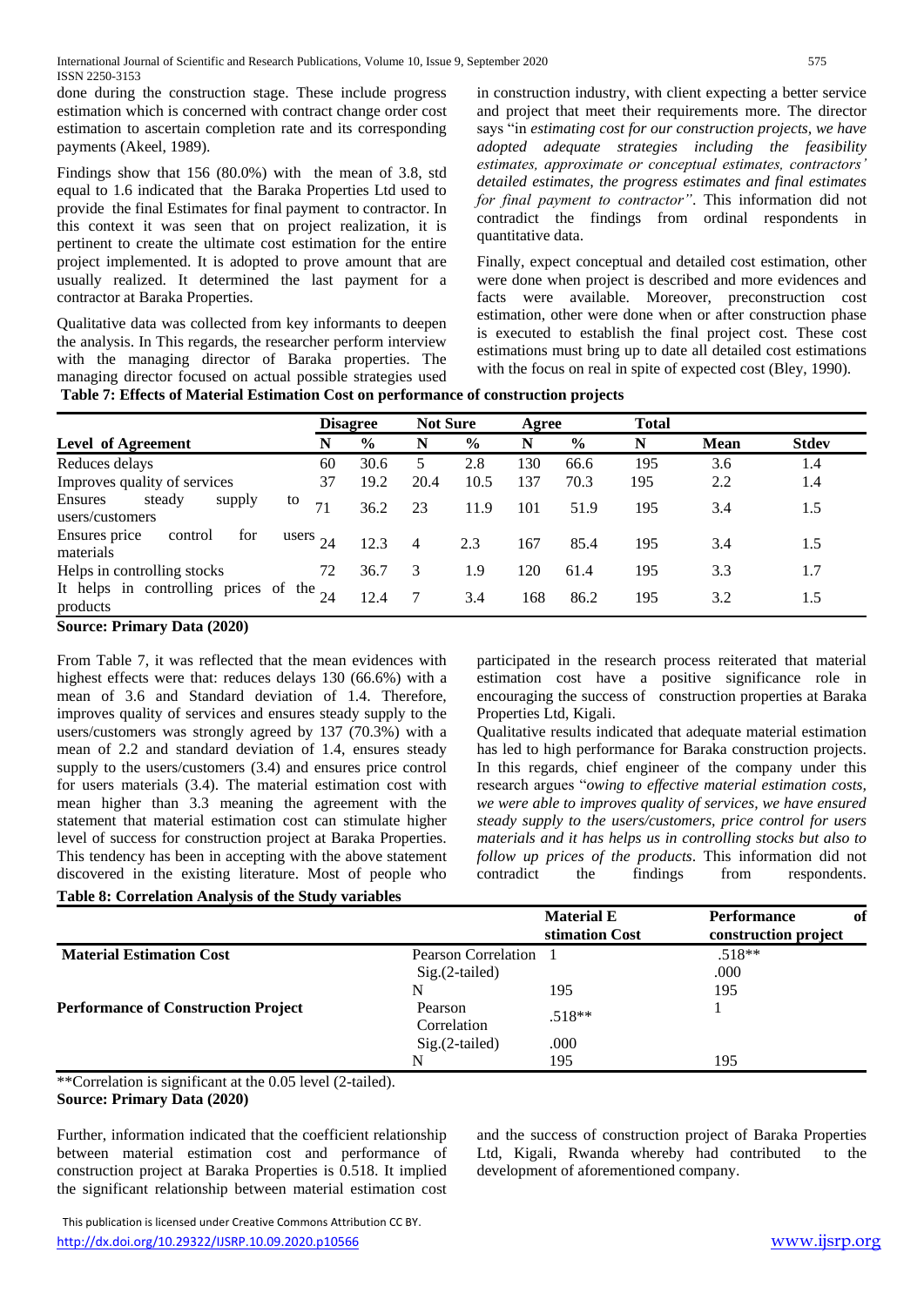done during the construction stage. These include progress estimation which is concerned with contract change order cost estimation to ascertain completion rate and its corresponding payments (Akeel, 1989).

Findings show that 156 (80.0%) with the mean of 3.8, std equal to 1.6 indicated that the Baraka Properties Ltd used to provide the final Estimates for final payment to contractor. In this context it was seen that on project realization, it is pertinent to create the ultimate cost estimation for the entire project implemented. It is adopted to prove amount that are usually realized. It determined the last payment for a contractor at Baraka Properties.

Qualitative data was collected from key informants to deepen the analysis. In This regards, the researcher perform interview with the managing director of Baraka properties. The managing director focused on actual possible strategies used in construction industry, with client expecting a better service and project that meet their requirements more. The director says "in *estimating cost for our construction projects, we have adopted adequate strategies including the feasibility estimates, approximate or conceptual estimates, contractors' detailed estimates, the progress estimates and final estimates for final payment to contractor"*. This information did not contradict the findings from ordinal respondents in quantitative data.

Finally, expect conceptual and detailed cost estimation, other were done when project is described and more evidences and facts were available. Moreover, preconstruction cost estimation, other were done when or after construction phase is executed to establish the final project cost. These cost estimations must bring up to date all detailed cost estimations with the focus on real in spite of expected cost (Bley, 1990).

**Table 7: Effects of Material Estimation Cost on performance of construction projects**

| | Disagree | | Not Sure | | Agree | | Total | | |
|---|---|---|---|---|---|---|---|---|---|
| **Level of Agreement** | **N** | **%** | **N** | **%** | **N** | **%** | **N** | **Mean** | **Stdev** |
| Reduces delays | 60 | 30.6 | 5 | 2.8 | 130 | 66.6 | 195 | 3.6 | 1.4 |
| Improves quality of services | 37 | 19.2 | 20.4 | 10.5 | 137 | 70.3 | 195 | 2.2 | 1.4 |
| Ensures steady supply to users/customers | 71 | 36.2 | 23 | 11.9 | 101 | 51.9 | 195 | 3.4 | 1.5 |
| Ensures price control for users materials | 24 | 12.3 | 4 | 2.3 | 167 | 85.4 | 195 | 3.4 | 1.5 |
| Helps in controlling stocks | 72 | 36.7 | 3 | 1.9 | 120 | 61.4 | 195 | 3.3 | 1.7 |
| It helps in controlling prices of the products | 24 | 12.4 | 7 | 3.4 | 168 | 86.2 | 195 | 3.2 | 1.5 |

**Source: Primary Data (2020)**

From Table 7, it was reflected that the mean evidences with highest effects were that: reduces delays 130 (66.6%) with a mean of 3.6 and Standard deviation of 1.4. Therefore, improves quality of services and ensures steady supply to the users/customers was strongly agreed by 137 (70.3%) with a mean of 2.2 and standard deviation of 1.4, ensures steady supply to the users/customers (3.4) and ensures price control for users materials (3.4). The material estimation cost with mean higher than 3.3 meaning the agreement with the statement that material estimation cost can stimulate higher level of success for construction project at Baraka Properties. This tendency has been in accepting with the above statement discovered in the existing literature. Most of people who participated in the research process reiterated that material estimation cost have a positive significance role in encouraging the success of construction properties at Baraka Properties Ltd, Kigali.

Qualitative results indicated that adequate material estimation has led to high performance for Baraka construction projects. In this regards, chief engineer of the company under this research argues "*owing to effective material estimation costs, we were able to improves quality of services, we have ensured steady supply to the users/customers, price control for users materials and it has helps us in controlling stocks but also to follow up prices of the products*. This information did not contradict the findings from respondents.

**Table 8: Correlation Analysis of the Study variables**

| | | Material Estimation Cost | Performance of construction project |
|---|---|---|---|
| **Material Estimation Cost** | Pearson Correlation | 1 | .518** |
| | Sig.(2-tailed) | | .000 |
| | N | 195 | 195 |
| **Performance of Construction Project** | Pearson Correlation | .518** | 1 |
| | Sig.(2-tailed) | .000 | |
| | N | 195 | 195 |

**Correlation is significant at the 0.05 level (2-tailed).

**Source: Primary Data (2020)**

Further, information indicated that the coefficient relationship between material estimation cost and performance of construction project at Baraka Properties is 0.518. It implied the significant relationship between material estimation cost and the success of construction project of Baraka Properties Ltd, Kigali, Rwanda whereby had contributed to the development of aforementioned company.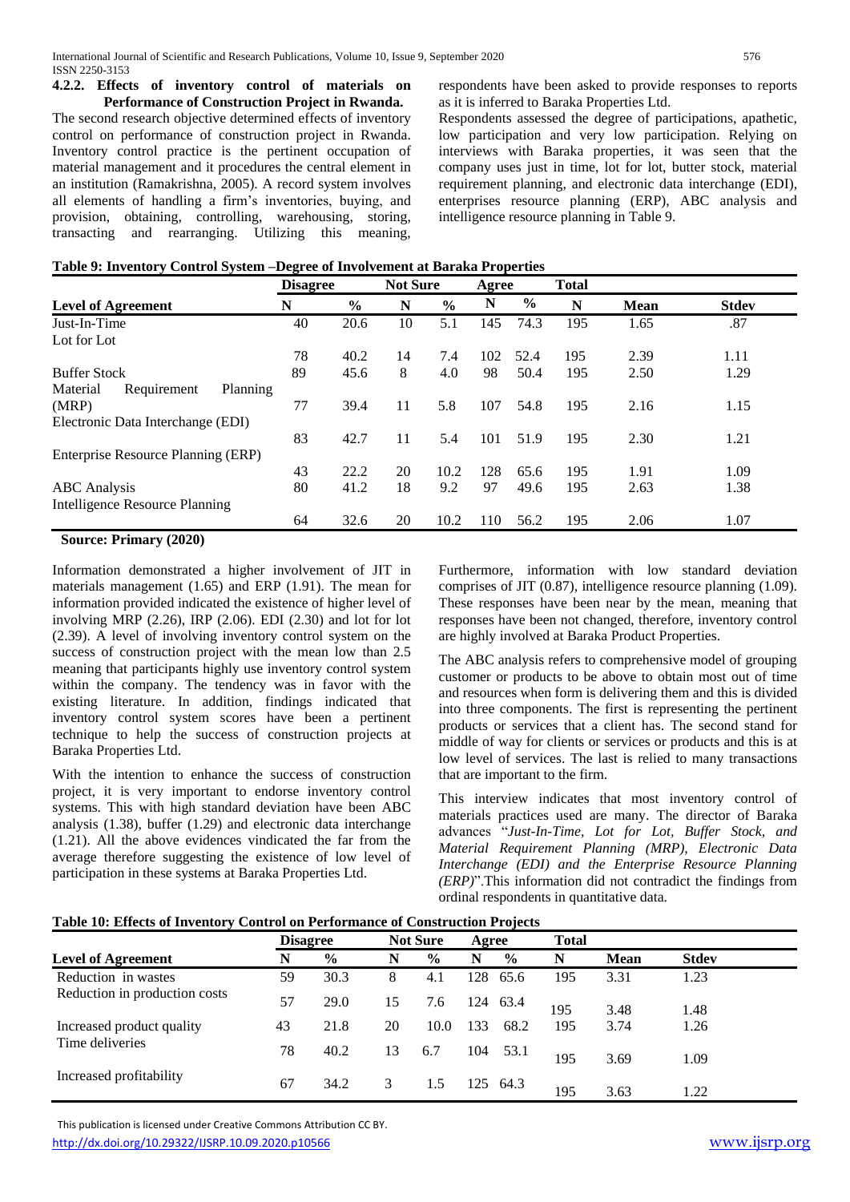#### 4.2.2. Effects of inventory control of materials on Performance of Construction Project in Rwanda.

The second research objective determined effects of inventory control on performance of construction project in Rwanda. Inventory control practice is the pertinent occupation of material management and it procedures the central element in an institution (Ramakrishna, 2005). A record system involves all elements of handling a firm's inventories, buying, and provision, obtaining, controlling, warehousing, storing, transacting and rearranging. Utilizing this meaning, respondents have been asked to provide responses to reports as it is inferred to Baraka Properties Ltd.

Respondents assessed the degree of participations, apathetic, low participation and very low participation. Relying on interviews with Baraka properties, it was seen that the company uses just in time, lot for lot, butter stock, material requirement planning, and electronic data interchange (EDI), enterprises resource planning (ERP), ABC analysis and intelligence resource planning in Table 9.

**Table 9: Inventory Control System –Degree of Involvement at Baraka Properties**

| | Disagree | | Not Sure | | Agree | | Total | | |
|---|---|---|---|---|---|---|---|---|---|
| **Level of Agreement** | **N** | **%** | **N** | **%** | **N** | **%** | **N** | **Mean** | **Stdev** |
| Just-In-Time | 40 | 20.6 | 10 | 5.1 | 145 | 74.3 | 195 | 1.65 | .87 |
| Lot for Lot | 78 | 40.2 | 14 | 7.4 | 102 | 52.4 | 195 | 2.39 | 1.11 |
| Buffer Stock | 89 | 45.6 | 8 | 4.0 | 98 | 50.4 | 195 | 2.50 | 1.29 |
| Material Requirement Planning (MRP) | 77 | 39.4 | 11 | 5.8 | 107 | 54.8 | 195 | 2.16 | 1.15 |
| Electronic Data Interchange (EDI) | 83 | 42.7 | 11 | 5.4 | 101 | 51.9 | 195 | 2.30 | 1.21 |
| Enterprise Resource Planning (ERP) | 43 | 22.2 | 20 | 10.2 | 128 | 65.6 | 195 | 1.91 | 1.09 |
| ABC Analysis | 80 | 41.2 | 18 | 9.2 | 97 | 49.6 | 195 | 2.63 | 1.38 |
| Intelligence Resource Planning | 64 | 32.6 | 20 | 10.2 | 110 | 56.2 | 195 | 2.06 | 1.07 |

**Source: Primary (2020)**

Information demonstrated a higher involvement of JIT in materials management (1.65) and ERP (1.91). The mean for information provided indicated the existence of higher level of involving MRP (2.26), IRP (2.06). EDI (2.30) and lot for lot (2.39). A level of involving inventory control system on the success of construction project with the mean low than 2.5 meaning that participants highly use inventory control system within the company. The tendency was in favor with the existing literature. In addition, findings indicated that inventory control system scores have been a pertinent technique to help the success of construction projects at Baraka Properties Ltd.

With the intention to enhance the success of construction project, it is very important to endorse inventory control systems. This with high standard deviation have been ABC analysis (1.38), buffer (1.29) and electronic data interchange (1.21). All the above evidences vindicated the far from the average therefore suggesting the existence of low level of participation in these systems at Baraka Properties Ltd.

Furthermore, information with low standard deviation comprises of JIT (0.87), intelligence resource planning (1.09). These responses have been near by the mean, meaning that responses have been not changed, therefore, inventory control are highly involved at Baraka Product Properties.

The ABC analysis refers to comprehensive model of grouping customer or products to be above to obtain most out of time and resources when form is delivering them and this is divided into three components. The first is representing the pertinent products or services that a client has. The second stand for middle of way for clients or services or products and this is at low level of services. The last is relied to many transactions that are important to the firm.

This interview indicates that most inventory control of materials practices used are many. The director of Baraka advances "*Just-In-Time, Lot for Lot, Buffer Stock, and Material Requirement Planning (MRP), Electronic Data Interchange (EDI) and the Enterprise Resource Planning (ERP)*".This information did not contradict the findings from ordinal respondents in quantitative data.

**Table 10: Effects of Inventory Control on Performance of Construction Projects**

| | Disagree | | Not Sure | | Agree | | Total | | |
|---|---|---|---|---|---|---|---|---|---|
| **Level of Agreement** | **N** | **%** | **N** | **%** | **N** | **%** | **N** | **Mean** | **Stdev** |
| Reduction in wastes | 59 | 30.3 | 8 | 4.1 | 128 | 65.6 | 195 | 3.31 | 1.23 |
| Reduction in production costs | 57 | 29.0 | 15 | 7.6 | 124 | 63.4 | 195 | 3.48 | 1.48 |
| Increased product quality | 43 | 21.8 | 20 | 10.0 | 133 | 68.2 | 195 | 3.74 | 1.26 |
| Time deliveries | 78 | 40.2 | 13 | 6.7 | 104 | 53.1 | 195 | 3.69 | 1.09 |
| Increased profitability | 67 | 34.2 | 3 | 1.5 | 125 | 64.3 | 195 | 3.63 | 1.22 |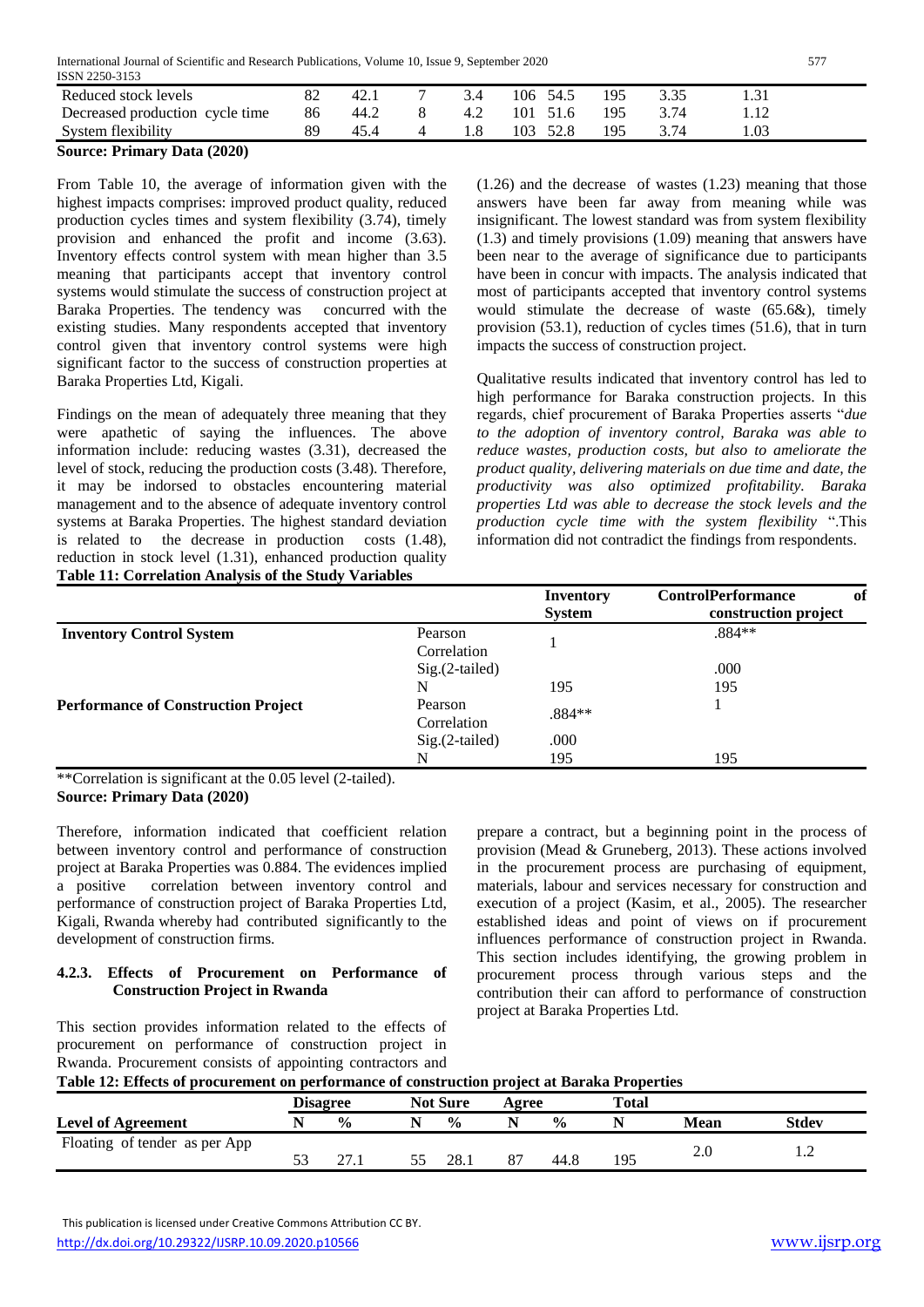| Reduced stock levels | 82 | 42.1 | 7 | 3.4 | 106 | 54.5 | 195 | 3.35 | 1.31 |
|---|---|---|---|---|---|---|---|---|---|
| Decreased production cycle time | 86 | 44.2 | 8 | 4.2 | 101 | 51.6 | 195 | 3.74 | 1.12 |
| System flexibility | 89 | 45.4 | 4 | 1.8 | 103 | 52.8 | 195 | 3.74 | 1.03 |

**Source: Primary Data (2020)**

From Table 10, the average of information given with the highest impacts comprises: improved product quality, reduced production cycles times and system flexibility (3.74), timely provision and enhanced the profit and income (3.63). Inventory effects control system with mean higher than 3.5 meaning that participants accept that inventory control systems would stimulate the success of construction project at Baraka Properties. The tendency was concurred with the existing studies. Many respondents accepted that inventory control given that inventory control systems were high significant factor to the success of construction properties at Baraka Properties Ltd, Kigali.

Findings on the mean of adequately three meaning that they were apathetic of saying the influences. The above information include: reducing wastes (3.31), decreased the level of stock, reducing the production costs (3.48). Therefore, it may be indorsed to obstacles encountering material management and to the absence of adequate inventory control systems at Baraka Properties. The highest standard deviation is related to the decrease in production costs (1.48), reduction in stock level (1.31), enhanced production quality (1.26) and the decrease of wastes (1.23) meaning that those answers have been far away from meaning while was insignificant. The lowest standard was from system flexibility (1.3) and timely provisions (1.09) meaning that answers have been near to the average of significance due to participants have been in concur with impacts. The analysis indicated that most of participants accepted that inventory control systems would stimulate the decrease of waste (65.6&), timely provision (53.1), reduction of cycles times (51.6), that in turn impacts the success of construction project.

Qualitative results indicated that inventory control has led to high performance for Baraka construction projects. In this regards, chief procurement of Baraka Properties asserts "*due to the adoption of inventory control, Baraka was able to reduce wastes, production costs, but also to ameliorate the product quality, delivering materials on due time and date, the productivity was also optimized profitability. Baraka properties Ltd was able to decrease the stock levels and the production cycle time with the system flexibility* ".This information did not contradict the findings from respondents.

**Table 11: Correlation Analysis of the Study Variables**

| | | Inventory System | ControlPerformance of construction project |
|---|---|---|---|
| **Inventory Control System** | Pearson Correlation | 1 | .884** |
| | Sig.(2-tailed) | | .000 |
| | N | 195 | 195 |
| **Performance of Construction Project** | Pearson Correlation | .884** | 1 |
| | Sig.(2-tailed) | .000 | |
| | N | 195 | 195 |

**Correlation is significant at the 0.05 level (2-tailed).

**Source: Primary Data (2020)**

Therefore, information indicated that coefficient relation between inventory control and performance of construction project at Baraka Properties was 0.884. The evidences implied a positive correlation between inventory control and performance of construction project of Baraka Properties Ltd, Kigali, Rwanda whereby had contributed significantly to the development of construction firms.

#### 4.2.3. Effects of Procurement on Performance of Construction Project in Rwanda

This section provides information related to the effects of procurement on performance of construction project in Rwanda. Procurement consists of appointing contractors and prepare a contract, but a beginning point in the process of provision (Mead & Gruneberg, 2013). These actions involved in the procurement process are purchasing of equipment, materials, labour and services necessary for construction and execution of a project (Kasim, et al., 2005). The researcher established ideas and point of views on if procurement influences performance of construction project in Rwanda. This section includes identifying, the growing problem in procurement process through various steps and the contribution their can afford to performance of construction project at Baraka Properties Ltd.

**Table 12: Effects of procurement on performance of construction project at Baraka Properties**

| | Disagree | | Not Sure | | Agree | | Total | | |
|---|---|---|---|---|---|---|---|---|---|
| **Level of Agreement** | **N** | **%** | **N** | **%** | **N** | **%** | **N** | **Mean** | **Stdev** |
| Floating of tender as per App | 53 | 27.1 | 55 | 28.1 | 87 | 44.8 | 195 | 2.0 | 1.2 |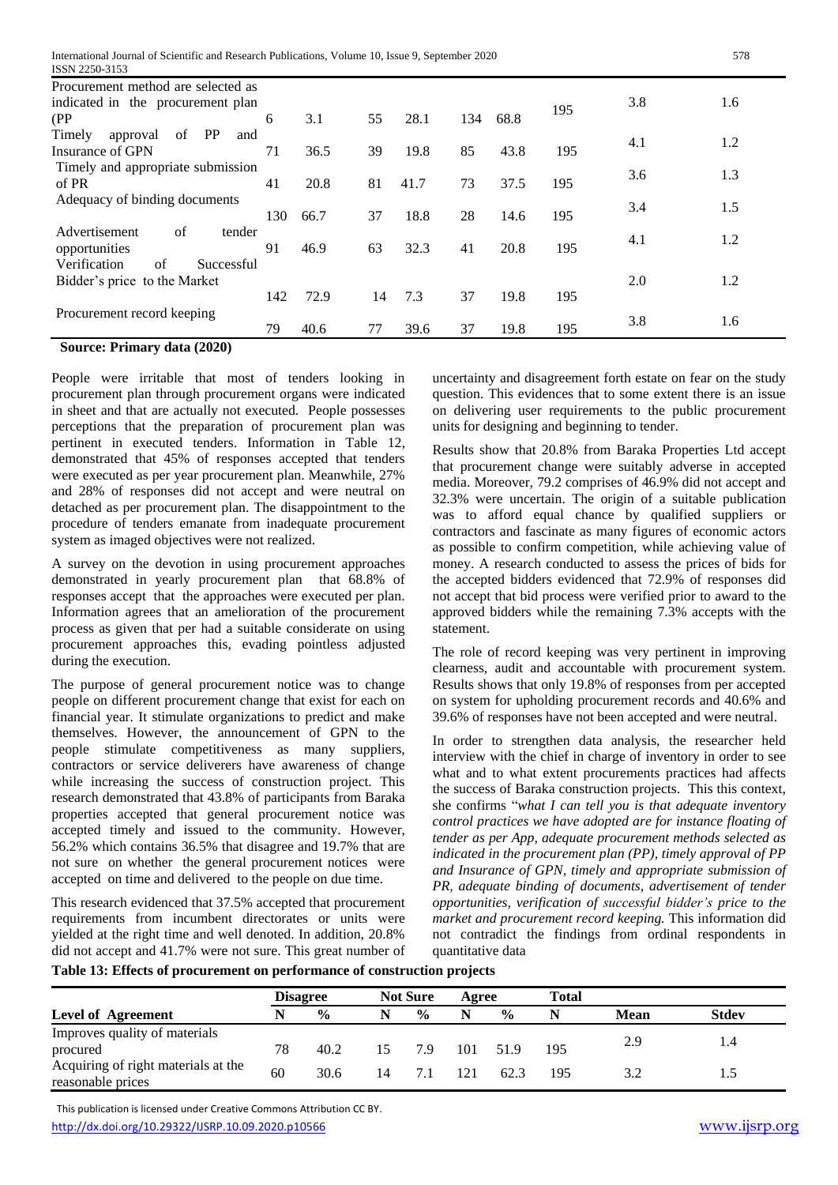| | | | | | | | | | |
|---|---|---|---|---|---|---|---|---|---|
| Procurement method are selected as indicated in the procurement plan (PP | 6 | 3.1 | 55 | 28.1 | 134 | 68.8 | 195 | 3.8 | 1.6 |
| Timely approval of PP and Insurance of GPN | 71 | 36.5 | 39 | 19.8 | 85 | 43.8 | 195 | 4.1 | 1.2 |
| Timely and appropriate submission of PR | 41 | 20.8 | 81 | 41.7 | 73 | 37.5 | 195 | 3.6 | 1.3 |
| Adequacy of binding documents | 130 | 66.7 | 37 | 18.8 | 28 | 14.6 | 195 | 3.4 | 1.5 |
| Advertisement of tender opportunities | 91 | 46.9 | 63 | 32.3 | 41 | 20.8 | 195 | 4.1 | 1.2 |
| Verification of Successful Bidder's price to the Market | 142 | 72.9 | 14 | 7.3 | 37 | 19.8 | 195 | 2.0 | 1.2 |
| Procurement record keeping | 79 | 40.6 | 77 | 39.6 | 37 | 19.8 | 195 | 3.8 | 1.6 |

**Source: Primary data (2020)**

People were irritable that most of tenders looking in procurement plan through procurement organs were indicated in sheet and that are actually not executed. People possesses perceptions that the preparation of procurement plan was pertinent in executed tenders. Information in Table 12, demonstrated that 45% of responses accepted that tenders were executed as per year procurement plan. Meanwhile, 27% and 28% of responses did not accept and were neutral on detached as per procurement plan. The disappointment to the procedure of tenders emanate from inadequate procurement system as imaged objectives were not realized.

A survey on the devotion in using procurement approaches demonstrated in yearly procurement plan that 68.8% of responses accept that the approaches were executed per plan. Information agrees that an amelioration of the procurement process as given that per had a suitable considerate on using procurement approaches this, evading pointless adjusted during the execution.

The purpose of general procurement notice was to change people on different procurement change that exist for each on financial year. It stimulate organizations to predict and make themselves. However, the announcement of GPN to the people stimulate competitiveness as many suppliers, contractors or service deliverers have awareness of change while increasing the success of construction project. This research demonstrated that 43.8% of participants from Baraka properties accepted that general procurement notice was accepted timely and issued to the community. However, 56.2% which contains 36.5% that disagree and 19.7% that are not sure on whether the general procurement notices were accepted on time and delivered to the people on due time.

This research evidenced that 37.5% accepted that procurement requirements from incumbent directorates or units were yielded at the right time and well denoted. In addition, 20.8% did not accept and 41.7% were not sure. This great number of uncertainty and disagreement forth estate on fear on the study question. This evidences that to some extent there is an issue on delivering user requirements to the public procurement units for designing and beginning to tender.

Results show that 20.8% from Baraka Properties Ltd accept that procurement change were suitably adverse in accepted media. Moreover, 79.2 comprises of 46.9% did not accept and 32.3% were uncertain. The origin of a suitable publication was to afford equal chance by qualified suppliers or contractors and fascinate as many figures of economic actors as possible to confirm competition, while achieving value of money. A research conducted to assess the prices of bids for the accepted bidders evidenced that 72.9% of responses did not accept that bid process were verified prior to award to the approved bidders while the remaining 7.3% accepts with the statement.

The role of record keeping was very pertinent in improving clearness, audit and accountable with procurement system. Results shows that only 19.8% of responses from per accepted on system for upholding procurement records and 40.6% and 39.6% of responses have not been accepted and were neutral.

In order to strengthen data analysis, the researcher held interview with the chief in charge of inventory in order to see what and to what extent procurements practices had affects the success of Baraka construction projects. This this context, she confirms "*what I can tell you is that adequate inventory control practices we have adopted are for instance floating of tender as per App, adequate procurement methods selected as indicated in the procurement plan (PP), timely approval of PP and Insurance of GPN, timely and appropriate submission of PR, adequate binding of documents, advertisement of tender opportunities, verification of successful bidder's price to the market and procurement record keeping.* This information did not contradict the findings from ordinal respondents in quantitative data

**Table 13: Effects of procurement on performance of construction projects**

| | Disagree | | Not Sure | | Agree | | Total | | |
|---|---|---|---|---|---|---|---|---|---|
| **Level of Agreement** | **N** | **%** | **N** | **%** | **N** | **%** | **N** | **Mean** | **Stdev** |
| Improves quality of materials procured | 78 | 40.2 | 15 | 7.9 | 101 | 51.9 | 195 | 2.9 | 1.4 |
| Acquiring of right materials at the reasonable prices | 60 | 30.6 | 14 | 7.1 | 121 | 62.3 | 195 | 3.2 | 1.5 |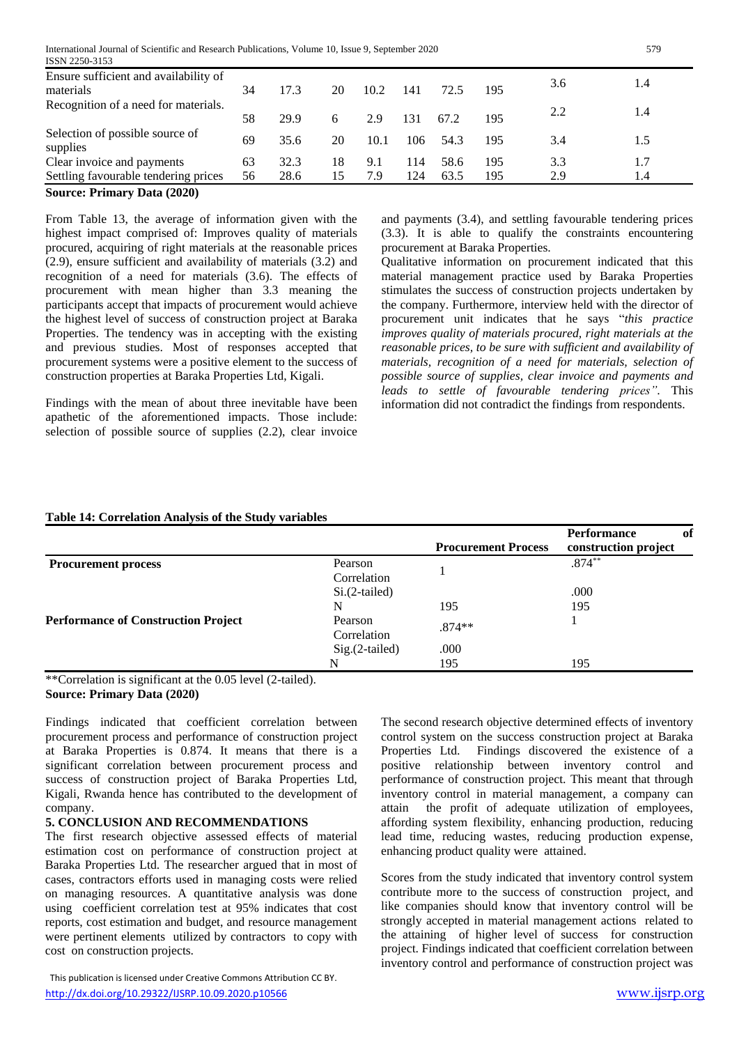| | | | | | | | | | |
|---|---|---|---|---|---|---|---|---|---|
| Ensure sufficient and availability of materials | 34 | 17.3 | 20 | 10.2 | 141 | 72.5 | 195 | 3.6 | 1.4 |
| Recognition of a need for materials. | 58 | 29.9 | 6 | 2.9 | 131 | 67.2 | 195 | 2.2 | 1.4 |
| Selection of possible source of supplies | 69 | 35.6 | 20 | 10.1 | 106 | 54.3 | 195 | 3.4 | 1.5 |
| Clear invoice and payments | 63 | 32.3 | 18 | 9.1 | 114 | 58.6 | 195 | 3.3 | 1.7 |
| Settling favourable tendering prices | 56 | 28.6 | 15 | 7.9 | 124 | 63.5 | 195 | 2.9 | 1.4 |

**Source: Primary Data (2020)**

From Table 13, the average of information given with the highest impact comprised of: Improves quality of materials procured, acquiring of right materials at the reasonable prices (2.9), ensure sufficient and availability of materials (3.2) and recognition of a need for materials (3.6). The effects of procurement with mean higher than 3.3 meaning the participants accept that impacts of procurement would achieve the highest level of success of construction project at Baraka Properties. The tendency was in accepting with the existing and previous studies. Most of responses accepted that procurement systems were a positive element to the success of construction properties at Baraka Properties Ltd, Kigali.

Findings with the mean of about three inevitable have been apathetic of the aforementioned impacts. Those include: selection of possible source of supplies (2.2), clear invoice and payments (3.4), and settling favourable tendering prices (3.3). It is able to qualify the constraints encountering procurement at Baraka Properties.

Qualitative information on procurement indicated that this material management practice used by Baraka Properties stimulates the success of construction projects undertaken by the company. Furthermore, interview held with the director of procurement unit indicates that he says "*this practice improves quality of materials procured, right materials at the reasonable prices, to be sure with sufficient and availability of materials, recognition of a need for materials, selection of possible source of supplies, clear invoice and payments and leads to settle of favourable tendering prices"*. This information did not contradict the findings from respondents.

**Table 14: Correlation Analysis of the Study variables**

| | | Procurement Process | Performance of construction project |
|---|---|---|---|
| **Procurement process** | Pearson Correlation | 1 | .874** |
| | Si.(2-tailed) | | .000 |
| | N | 195 | 195 |
| **Performance of Construction Project** | Pearson Correlation | .874** | 1 |
| | Sig.(2-tailed) | .000 | |
| | N | 195 | 195 |

**Correlation is significant at the 0.05 level (2-tailed).
**Source: Primary Data (2020)**

Findings indicated that coefficient correlation between procurement process and performance of construction project at Baraka Properties is 0.874. It means that there is a significant correlation between procurement process and success of construction project of Baraka Properties Ltd, Kigali, Rwanda hence has contributed to the development of company.

## 5. CONCLUSION AND RECOMMENDATIONS

The first research objective assessed effects of material estimation cost on performance of construction project at Baraka Properties Ltd. The researcher argued that in most of cases, contractors efforts used in managing costs were relied on managing resources. A quantitative analysis was done using coefficient correlation test at 95% indicates that cost reports, cost estimation and budget, and resource management were pertinent elements utilized by contractors to copy with cost on construction projects.

The second research objective determined effects of inventory control system on the success construction project at Baraka Properties Ltd. Findings discovered the existence of a positive relationship between inventory control and performance of construction project. This meant that through inventory control in material management, a company can attain the profit of adequate utilization of employees, affording system flexibility, enhancing production, reducing lead time, reducing wastes, reducing production expense, enhancing product quality were attained.

Scores from the study indicated that inventory control system contribute more to the success of construction project, and like companies should know that inventory control will be strongly accepted in material management actions related to the attaining of higher level of success for construction project. Findings indicated that coefficient correlation between inventory control and performance of construction project was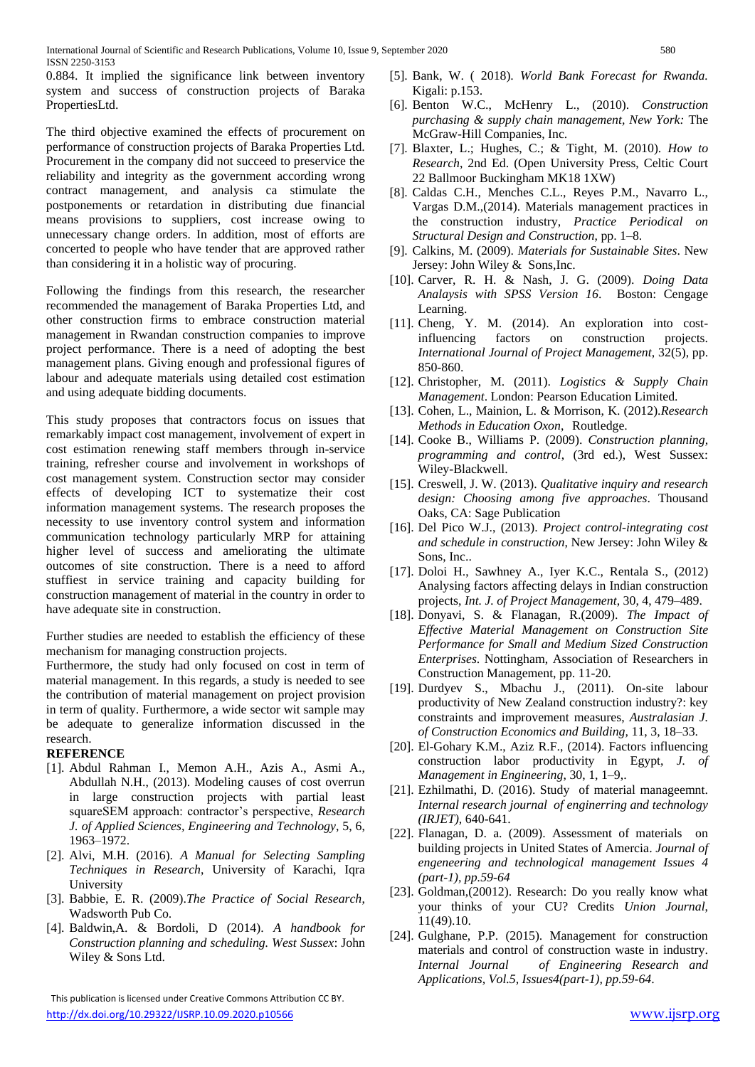0.884. It implied the significance link between inventory system and success of construction projects of Baraka PropertiesLtd.

The third objective examined the effects of procurement on performance of construction projects of Baraka Properties Ltd. Procurement in the company did not succeed to preservice the reliability and integrity as the government according wrong contract management, and analysis ca stimulate the postponements or retardation in distributing due financial means provisions to suppliers, cost increase owing to unnecessary change orders. In addition, most of efforts are concerted to people who have tender that are approved rather than considering it in a holistic way of procuring.

Following the findings from this research, the researcher recommended the management of Baraka Properties Ltd, and other construction firms to embrace construction material management in Rwandan construction companies to improve project performance. There is a need of adopting the best management plans. Giving enough and professional figures of labour and adequate materials using detailed cost estimation and using adequate bidding documents.

This study proposes that contractors focus on issues that remarkably impact cost management, involvement of expert in cost estimation renewing staff members through in-service training, refresher course and involvement in workshops of cost management system. Construction sector may consider effects of developing ICT to systematize their cost information management systems. The research proposes the necessity to use inventory control system and information communication technology particularly MRP for attaining higher level of success and ameliorating the ultimate outcomes of site construction. There is a need to afford stuffiest in service training and capacity building for construction management of material in the country in order to have adequate site in construction.

Further studies are needed to establish the efficiency of these mechanism for managing construction projects.
Furthermore, the study had only focused on cost in term of material management. In this regards, a study is needed to see the contribution of material management on project provision in term of quality. Furthermore, a wide sector wit sample may be adequate to generalize information discussed in the research.

**REFERENCE**

[1]. Abdul Rahman I., Memon A.H., Azis A., Asmi A., Abdullah N.H., (2013). Modeling causes of cost overrun in large construction projects with partial least squareSEM approach: contractor's perspective, *Research J. of Applied Sciences, Engineering and Technology*, 5, 6, 1963–1972.

[2]. Alvi, M.H. (2016). *A Manual for Selecting Sampling Techniques in Research*, University of Karachi, Iqra University

[3]. Babbie, E. R. (2009).*The Practice of Social Research*, Wadsworth Pub Co.

[4]. Baldwin,A. & Bordoli, D (2014). *A handbook for Construction planning and scheduling. West Sussex*: John Wiley & Sons Ltd.

[5]. Bank, W. ( 2018). *World Bank Forecast for Rwanda.* Kigali: p.153.

[6]. Benton W.C., McHenry L., (2010). *Construction purchasing & supply chain management, New York:* The McGraw-Hill Companies, Inc.

[7]. Blaxter, L.; Hughes, C.; & Tight, M. (2010). *How to Research*, 2nd Ed. (Open University Press, Celtic Court 22 Ballmoor Buckingham MK18 1XW)

[8]. Caldas C.H., Menches C.L., Reyes P.M., Navarro L., Vargas D.M.,(2014). Materials management practices in the construction industry, *Practice Periodical on Structural Design and Construction*, pp. 1–8.

[9]. Calkins, M. (2009). *Materials for Sustainable Sites*. New Jersey: John Wiley & Sons,Inc.

[10]. Carver, R. H. & Nash, J. G. (2009). *Doing Data Analaysis with SPSS Version 16*. Boston: Cengage Learning.

[11]. Cheng, Y. M. (2014). An exploration into cost-influencing factors on construction projects. *International Journal of Project Management*, 32(5), pp. 850-860.

[12]. Christopher, M. (2011). *Logistics & Supply Chain Management*. London: Pearson Education Limited.

[13]. Cohen, L., Mainion, L. & Morrison, K. (2012).*Research Methods in Education Oxon*, Routledge.

[14]. Cooke B., Williams P. (2009). *Construction planning, programming and control*, (3rd ed.), West Sussex: Wiley-Blackwell.

[15]. Creswell, J. W. (2013). *Qualitative inquiry and research design: Choosing among five approaches*. Thousand Oaks, CA: Sage Publication

[16]. Del Pico W.J., (2013). *Project control-integrating cost and schedule in construction*, New Jersey: John Wiley & Sons, Inc..

[17]. Doloi H., Sawhney A., Iyer K.C., Rentala S., (2012) Analysing factors affecting delays in Indian construction projects, *Int. J. of Project Management*, 30, 4, 479–489.

[18]. Donyavi, S. & Flanagan, R.(2009). *The Impact of Effective Material Management on Construction Site Performance for Small and Medium Sized Construction Enterprises*. Nottingham, Association of Researchers in Construction Management, pp. 11-20.

[19]. Durdyev S., Mbachu J., (2011). On-site labour productivity of New Zealand construction industry?: key constraints and improvement measures, *Australasian J. of Construction Economics and Building*, 11, 3, 18–33.

[20]. El-Gohary K.M., Aziz R.F., (2014). Factors influencing construction labor productivity in Egypt, *J. of Management in Engineering*, 30, 1, 1–9,.

[21]. Ezhilmathi, D. (2016). Study of material manageemnt. *Internal research journal of enginerring and technology (IRJET)*, 640-641.

[22]. Flanagan, D. a. (2009). Assessment of materials on building projects in United States of Amercia. *Journal of engeneering and technological management Issues 4 (part-1), pp.59-64*

[23]. Goldman,(20012). Research: Do you really know what your thinks of your CU? Credits *Union Journal*, 11(49).10.

[24]. Gulghane, P.P. (2015). Management for construction materials and control of construction waste in industry. *Internal Journal of Engineering Research and Applications, Vol.5, Issues4(part-1), pp.59-64*.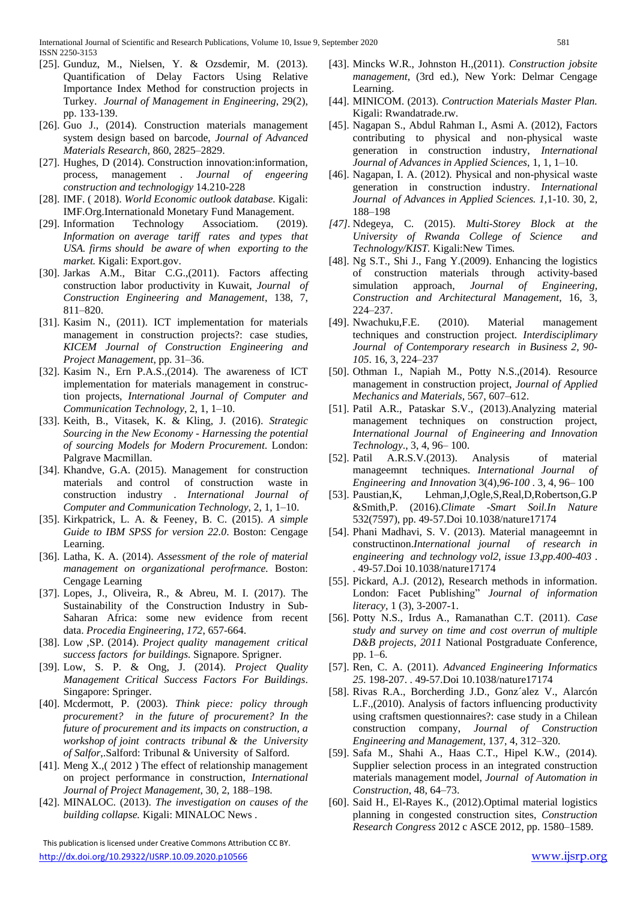[25]. Gunduz, M., Nielsen, Y. & Ozsdemir, M. (2013). Quantification of Delay Factors Using Relative Importance Index Method for construction projects in Turkey. *Journal of Management in Engineering*, 29(2), pp. 133-139.

[26]. Guo J., (2014). Construction materials management system design based on barcode, *Journal of Advanced Materials Research*, 860, 2825–2829.

[27]. Hughes, D (2014). Construction innovation:information, process, management . *Journal of engeering construction and technologigy* 14.210-228

[28]. IMF. ( 2018). *World Economic outlook database.* Kigali: IMF.Org.Internationald Monetary Fund Management.

[29]. Information Technology Associatiom. (2019). *Information on average tariff rates and types that USA. firms should be aware of when exporting to the market.* Kigali: Export.gov.

[30]. Jarkas A.M., Bitar C.G.,(2011). Factors affecting construction labor productivity in Kuwait, *Journal of Construction Engineering and Management*, 138, 7, 811–820.

[31]. Kasim N., (2011). ICT implementation for materials management in construction projects?: case studies, *KICEM Journal of Construction Engineering and Project Management*, pp. 31–36.

[32]. Kasim N., Ern P.A.S.,(2014). The awareness of ICT implementation for materials management in construction projects, *International Journal of Computer and Communication Technology*, 2, 1, 1–10.

[33]. Keith, B., Vitasek, K. & Kling, J. (2016). *Strategic Sourcing in the New Economy - Harnessing the potential of sourcing Models for Modern Procurement*. London: Palgrave Macmillan.

[34]. Khandve, G.A. (2015). Management for construction materials and control of construction waste in construction industry . *International Journal of Computer and Communication Technology*, 2, 1, 1–10.

[35]. Kirkpatrick, L. A. & Feeney, B. C. (2015). *A simple Guide to IBM SPSS for version 22.0*. Boston: Cengage Learning.

[36]. Latha, K. A. (2014). *Assessment of the role of material management on organizational perofrmance.* Boston: Cengage Learning

[37]. Lopes, J., Oliveira, R., & Abreu, M. I. (2017). The Sustainability of the Construction Industry in Sub-Saharan Africa: some new evidence from recent data. *Procedia Engineering*, *172*, 657-664.

[38]. Low ,SP. (2014). *Project quality management critical success factors for buildings.* Signapore. Sprigner.

[39]. Low, S. P. & Ong, J. (2014). *Project Quality Management Critical Success Factors For Buildings*. Singapore: Springer.

[40]. Mcdermott, P. (2003). *Think piece: policy through procurement? in the future of procurement? In the future of procurement and its impacts on construction, a workshop of joint contracts tribunal & the University of Salfor,*.Salford: Tribunal & University of Salford.

[41]. Meng X.,( 2012 ) The effect of relationship management on project performance in construction, *International Journal of Project Management*, 30, 2, 188–198.

[42]. MINALOC. (2013). *The investigation on causes of the building collapse.* Kigali: MINALOC News .

[43]. Mincks W.R., Johnston H.,(2011). *Construction jobsite management*, (3rd ed.), New York: Delmar Cengage Learning.

[44]. MINICOM. (2013). *Contruction Materials Master Plan.* Kigali: Rwandatrade.rw.

[45]. Nagapan S., Abdul Rahman I., Asmi A. (2012), Factors contributing to physical and non-physical waste generation in construction industry, *International Journal of Advances in Applied Sciences*, 1, 1, 1–10.

[46]. Nagapan, I. A. (2012). Physical and non-physical waste generation in construction industry. *International Journal of Advances in Applied Sciences. 1*,1-10. 30, 2, 188–198

*[47]*. Ndegeya, C. (2015). *Multi-Storey Block at the University of Rwanda College of Science and Technology/KIST.* Kigali:New Times*.*

[48]. Ng S.T., Shi J., Fang Y.(2009). Enhancing the logistics of construction materials through activity-based simulation approach, *Journal of Engineering, Construction and Architectural Management*, 16, 3, 224–237.

[49]. Nwachuku,F.E. (2010). Material management techniques and construction project. *Interdisciplimary Journal of Contemporary research in Business 2, 90-105*. 16, 3, 224–237

[50]. Othman I., Napiah M., Potty N.S.,(2014). Resource management in construction project, *Journal of Applied Mechanics and Materials*, 567, 607–612.

[51]. Patil A.R., Pataskar S.V., (2013).Analyzing material management techniques on construction project, *International Journal of Engineering and Innovation Technology*., 3, 4, 96– 100.

[52]. Patil A.R.S.V.(2013). Analysis of material manageemnt techniques. *International Journal of Engineering and Innovation* 3(4)*,96-100* . 3, 4, 96– 100

[53]. Paustian,K, Lehman,J,Ogle,S,Real,D,Robertson,G.P &Smith,P. (2016).*Climate -Smart Soil.In Nature* 532(7597), pp. 49-57.Doi 10.1038/nature17174

[54]. Phani Madhavi, S. V. (2013). Material manageemnt in constructinon.*International journal of research in engineering and technology vol2, issue 13,pp.400-403* . . 49-57.Doi 10.1038/nature17174

[55]. Pickard, A.J. (2012), Research methods in information. London: Facet Publishing" *Journal of information literacy*, 1 (3), 3-2007-1.

[56]. Potty N.S., Irdus A., Ramanathan C.T. (2011). *Case study and survey on time and cost overrun of multiple D&B projects, 2011* National Postgraduate Conference, pp. 1–6.

[57]. Ren, C. A. (2011). *Advanced Engineering Informatics 25.* 198-207. . 49-57.Doi 10.1038/nature17174

[58]. Rivas R.A., Borcherding J.D., Gonz´alez V., Alarcón L.F.,(2010). Analysis of factors influencing productivity using craftsmen questionnaires?: case study in a Chilean construction company, *Journal of Construction Engineering and Management*, 137, 4, 312–320.

[59]. Safa M., Shahi A., Haas C.T., Hipel K.W., (2014). Supplier selection process in an integrated construction materials management model, *Journal of Automation in Construction*, 48, 64–73.

[60]. Said H., El-Rayes K., (2012).Optimal material logistics planning in congested construction sites, *Construction Research Congress* 2012 c ASCE 2012, pp. 1580–1589.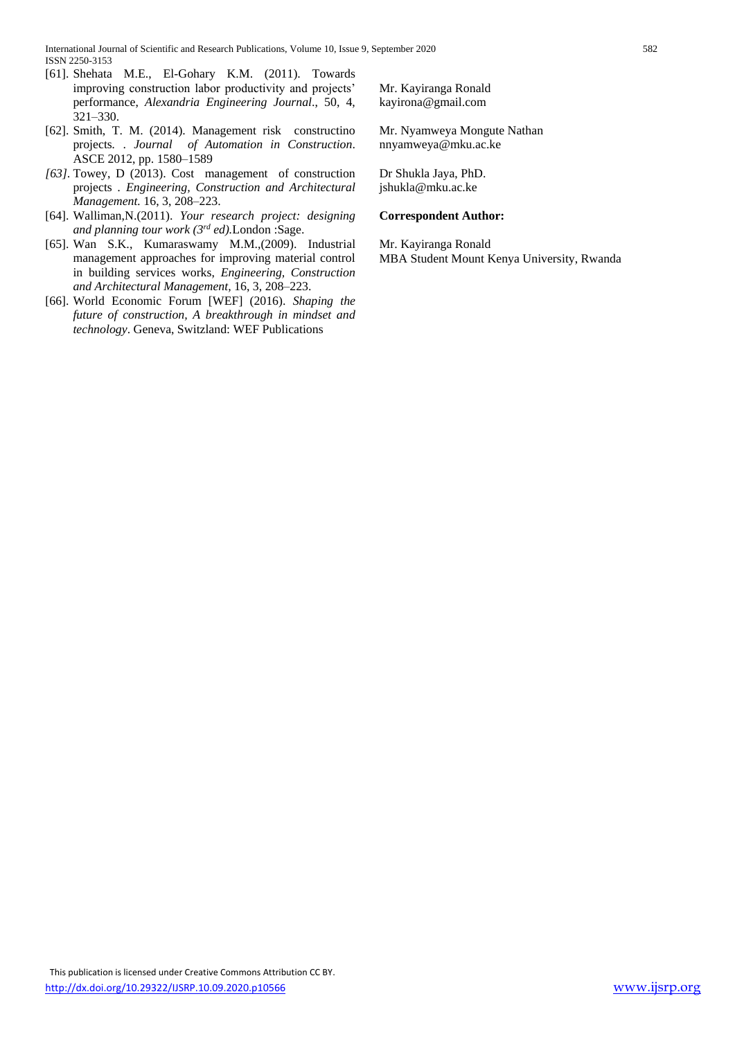[61]. Shehata M.E., El-Gohary K.M. (2011). Towards improving construction labor productivity and projects' performance, *Alexandria Engineering Journal*., 50, 4, 321–330.

[62]. Smith, T. M. (2014). Management risk constructino projects. . *Journal of Automation in Construction*. ASCE 2012, pp. 1580–1589

*[63]*. Towey, D (2013). Cost management of construction projects . *Engineering, Construction and Architectural Management.* 16, 3, 208–223.

[64]. Walliman,N.(2011). *Your research project: designing and planning tour work (3rd ed).*London :Sage.

[65]. Wan S.K., Kumaraswamy M.M.,(2009). Industrial management approaches for improving material control in building services works, *Engineering, Construction and Architectural Management,* 16, 3, 208–223.

[66]. World Economic Forum [WEF] (2016). *Shaping the future of construction, A breakthrough in mindset and technology*. Geneva, Switzland: WEF Publications

Mr. Kayiranga Ronald
kayirona@gmail.com

Mr. Nyamweya Mongute Nathan
nnyamweya@mku.ac.ke

Dr Shukla Jaya, PhD.
jshukla@mku.ac.ke

**Correspondent Author:**

Mr. Kayiranga Ronald
MBA Student Mount Kenya University, Rwanda